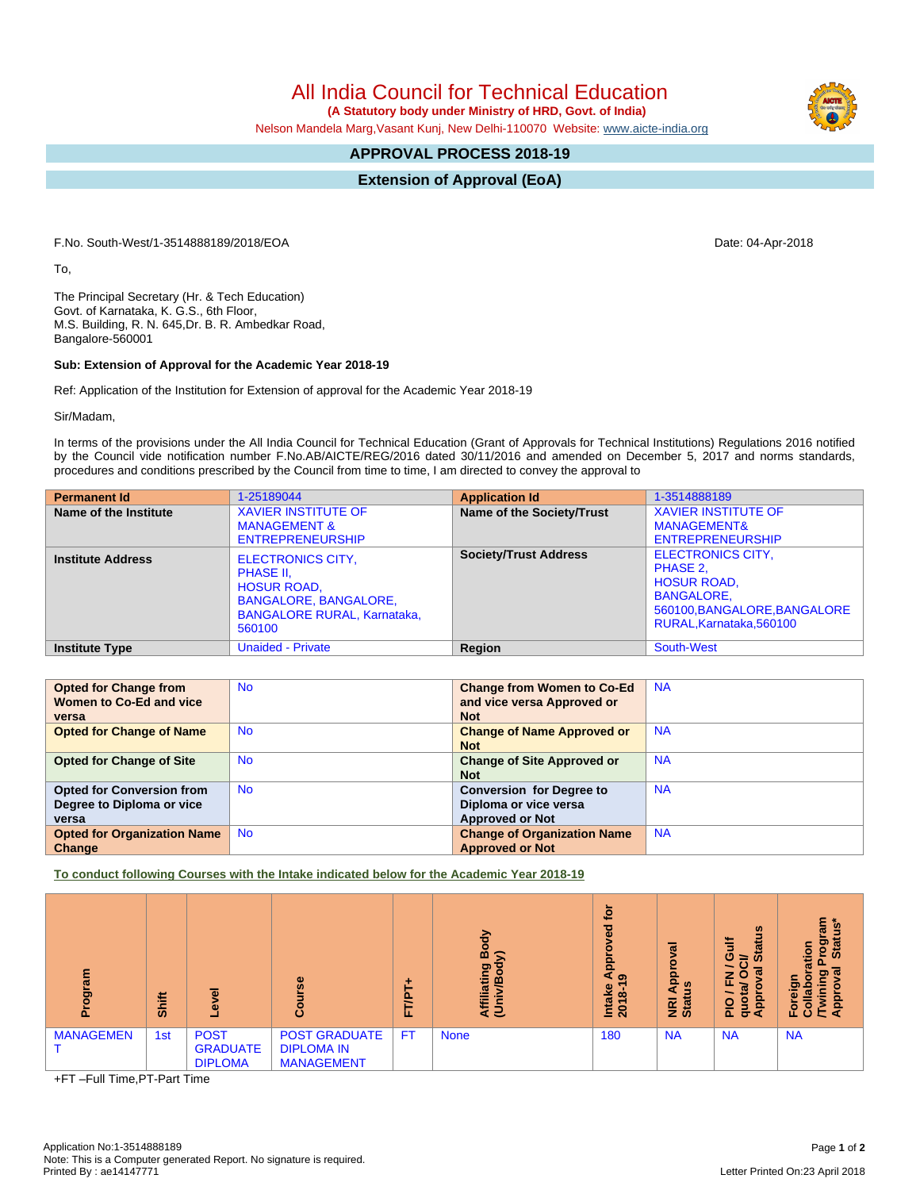# All India Council for Technical Education

**(A Statutory body under Ministry of HRD, Govt. of India)**

Nelson Mandela Marg,Vasant Kunj, New Delhi-110070 Website: www.aicte-india.org

## APPROVAL PROCESS 2018-19

## Extension of Approval (EoA)

F.No. South-West/1-3514888189/2018/EOA

Date: 04-Apr-2018

To,

The Principal Secretary (Hr. & Tech Education)
Govt. of Karnataka, K. G.S., 6th Floor,
M.S. Building, R. N. 645,Dr. B. R. Ambedkar Road,
Bangalore-560001

**Sub: Extension of Approval for the Academic Year 2018-19**

Ref: Application of the Institution for Extension of approval for the Academic Year 2018-19

Sir/Madam,

In terms of the provisions under the All India Council for Technical Education (Grant of Approvals for Technical Institutions) Regulations 2016 notified by the Council vide notification number F.No.AB/AICTE/REG/2016 dated 30/11/2016 and amended on December 5, 2017 and norms standards, procedures and conditions prescribed by the Council from time to time, I am directed to convey the approval to

| **Permanent Id** | 1-25189044 | **Application Id** | 1-3514888189 |
|---|---|---|---|
| **Name of the Institute** | XAVIER INSTITUTE OF MANAGEMENT & ENTREPRENEURSHIP | **Name of the Society/Trust** | XAVIER INSTITUTE OF MANAGEMENT& ENTREPRENEURSHIP |
| **Institute Address** | ELECTRONICS CITY, PHASE II, HOSUR ROAD, BANGALORE, BANGALORE, BANGALORE RURAL, Karnataka, 560100 | **Society/Trust Address** | ELECTRONICS CITY, PHASE 2, HOSUR ROAD, BANGALORE, 560100,BANGALORE,BANGALORE RURAL,Karnataka,560100 |
| **Institute Type** | Unaided - Private | **Region** | South-West |

| **Opted for Change from Women to Co-Ed and vice versa** | No | **Change from Women to Co-Ed and vice versa Approved or Not** | NA |
|---|---|---|---|
| **Opted for Change of Name** | No | **Change of Name Approved or Not** | NA |
| **Opted for Change of Site** | No | **Change of Site Approved or Not** | NA |
| **Opted for Conversion from Degree to Diploma or vice versa** | No | **Conversion for Degree to Diploma or vice versa Approved or Not** | NA |
| **Opted for Organization Name Change** | No | **Change of Organization Name Approved or Not** | NA |

**To conduct following Courses with the Intake indicated below for the Academic Year 2018-19**

| Program | Shift | Level | Course | FT/PT+ | Affiliating Body (Univ/Body) | Intake Approved for 2018-19 | NRI Approval Status | PIO / FN / Gulf quota/ OCI/ Approval Status | Foreign Collaboration /Twining Program Approval Status* |
|---|---|---|---|---|---|---|---|---|---|
| MANAGEMENT | 1st | POST GRADUATE DIPLOMA | POST GRADUATE DIPLOMA IN MANAGEMENT | FT | None | 180 | NA | NA | NA |

+FT –Full Time,PT-Part Time

Application No:1-3514888189
Note: This is a Computer generated Report. No signature is required.
Printed By : ae14147771

Letter Printed On:23 April 2018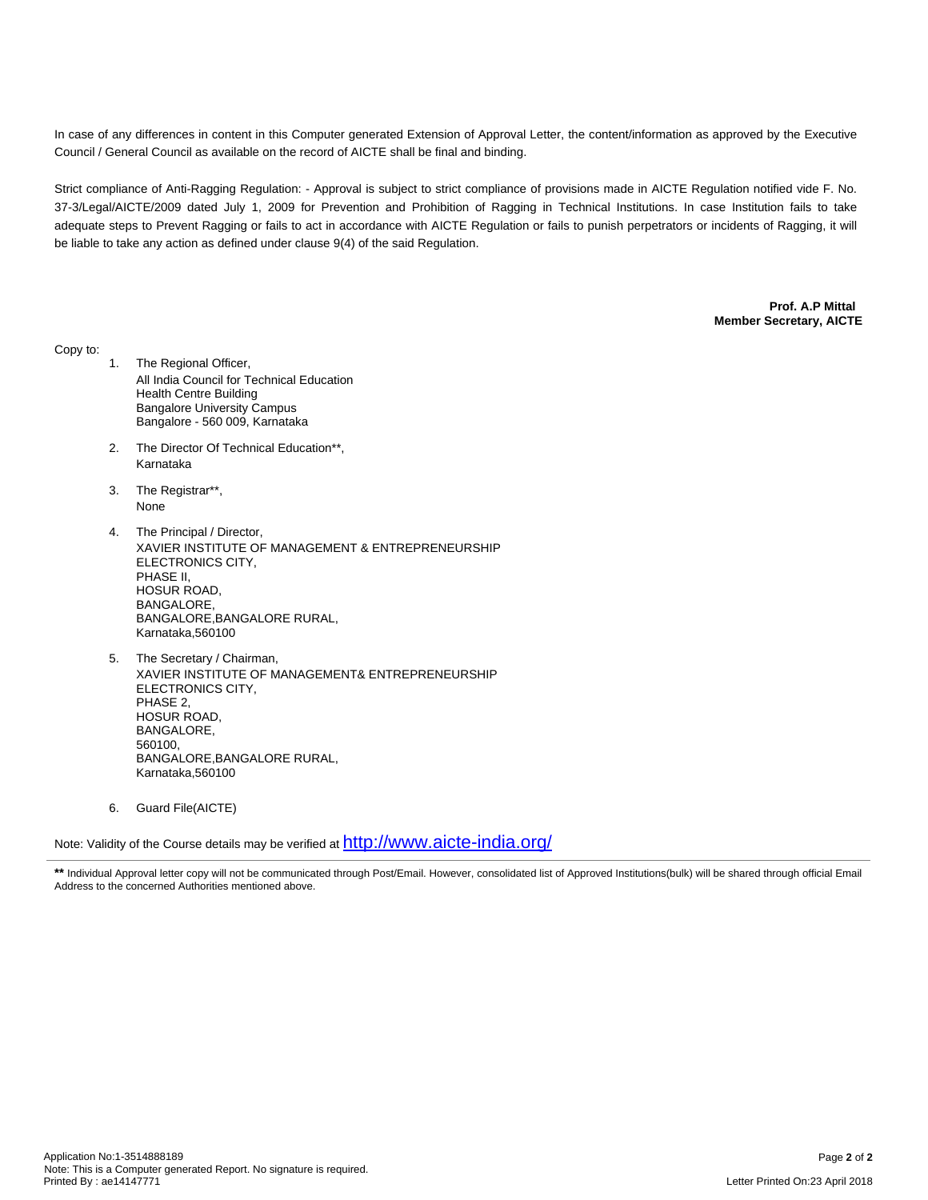In case of any differences in content in this Computer generated Extension of Approval Letter, the content/information as approved by the Executive Council / General Council as available on the record of AICTE shall be final and binding.

Strict compliance of Anti-Ragging Regulation: - Approval is subject to strict compliance of provisions made in AICTE Regulation notified vide F. No. 37-3/Legal/AICTE/2009 dated July 1, 2009 for Prevention and Prohibition of Ragging in Technical Institutions. In case Institution fails to take adequate steps to Prevent Ragging or fails to act in accordance with AICTE Regulation or fails to punish perpetrators or incidents of Ragging, it will be liable to take any action as defined under clause 9(4) of the said Regulation.

**Prof. A.P Mittal**
**Member Secretary, AICTE**

Copy to:

1. The Regional Officer,
   All India Council for Technical Education
   Health Centre Building
   Bangalore University Campus
   Bangalore - 560 009, Karnataka

2. The Director Of Technical Education**,
   Karnataka

3. The Registrar**,
   None

4. The Principal / Director,
   XAVIER INSTITUTE OF MANAGEMENT & ENTREPRENEURSHIP
   ELECTRONICS CITY,
   PHASE II,
   HOSUR ROAD,
   BANGALORE,
   BANGALORE,BANGALORE RURAL,
   Karnataka,560100

5. The Secretary / Chairman,
   XAVIER INSTITUTE OF MANAGEMENT& ENTREPRENEURSHIP
   ELECTRONICS CITY,
   PHASE 2,
   HOSUR ROAD,
   BANGALORE,
   560100,
   BANGALORE,BANGALORE RURAL,
   Karnataka,560100

6. Guard File(AICTE)

Note: Validity of the Course details may be verified at http://www.aicte-india.org/

---

** Individual Approval letter copy will not be communicated through Post/Email. However, consolidated list of Approved Institutions(bulk) will be shared through official Email Address to the concerned Authorities mentioned above.

Application No:1-3514888189
Note: This is a Computer generated Report. No signature is required.
Printed By : ae14147771

Letter Printed On:23 April 2018